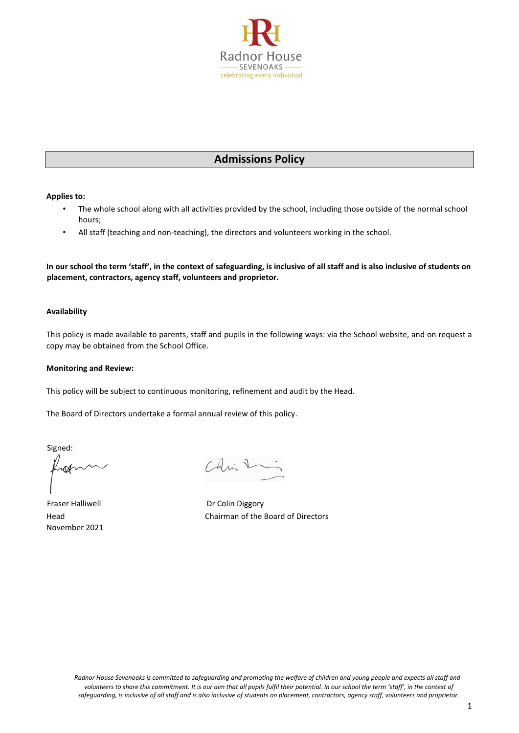Radnor House
SEVENOAKS
celebrating every individual

# Admissions Policy

**Applies to:**

- The whole school along with all activities provided by the school, including those outside of the normal school hours;
- All staff (teaching and non-teaching), the directors and volunteers working in the school.

**In our school the term 'staff', in the context of safeguarding, is inclusive of all staff and is also inclusive of students on placement, contractors, agency staff, volunteers and proprietor.**

**Availability**

This policy is made available to parents, staff and pupils in the following ways: via the School website, and on request a copy may be obtained from the School Office.

**Monitoring and Review:**

This policy will be subject to continuous monitoring, refinement and audit by the Head.

The Board of Directors undertake a formal annual review of this policy.

Signed:

Fraser Halliwell
Head
November 2021

Dr Colin Diggory
Chairman of the Board of Directors

*Radnor House Sevenoaks is committed to safeguarding and promoting the welfare of children and young people and expects all staff and volunteers to share this commitment. It is our aim that all pupils fulfil their potential. In our school the term 'staff', in the context of safeguarding, is inclusive of all staff and is also inclusive of students on placement, contractors, agency staff, volunteers and proprietor.*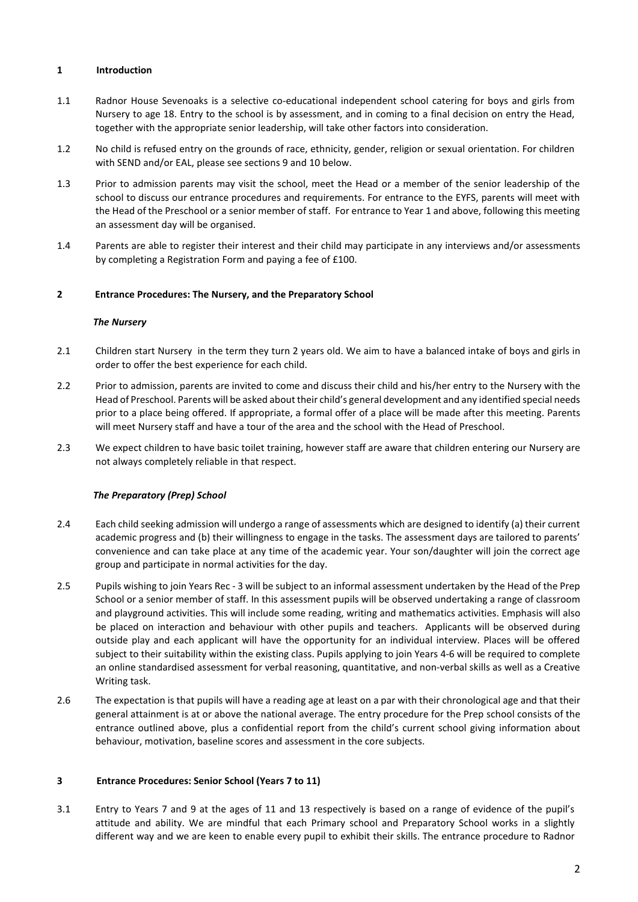## 1 Introduction

1.1 Radnor House Sevenoaks is a selective co-educational independent school catering for boys and girls from Nursery to age 18. Entry to the school is by assessment, and in coming to a final decision on entry the Head, together with the appropriate senior leadership, will take other factors into consideration.

1.2 No child is refused entry on the grounds of race, ethnicity, gender, religion or sexual orientation. For children with SEND and/or EAL, please see sections 9 and 10 below.

1.3 Prior to admission parents may visit the school, meet the Head or a member of the senior leadership of the school to discuss our entrance procedures and requirements. For entrance to the EYFS, parents will meet with the Head of the Preschool or a senior member of staff. For entrance to Year 1 and above, following this meeting an assessment day will be organised.

1.4 Parents are able to register their interest and their child may participate in any interviews and/or assessments by completing a Registration Form and paying a fee of £100.

## 2 Entrance Procedures: The Nursery, and the Preparatory School

### *The Nursery*

2.1 Children start Nursery in the term they turn 2 years old. We aim to have a balanced intake of boys and girls in order to offer the best experience for each child.

2.2 Prior to admission, parents are invited to come and discuss their child and his/her entry to the Nursery with the Head of Preschool. Parents will be asked about their child's general development and any identified special needs prior to a place being offered. If appropriate, a formal offer of a place will be made after this meeting. Parents will meet Nursery staff and have a tour of the area and the school with the Head of Preschool.

2.3 We expect children to have basic toilet training, however staff are aware that children entering our Nursery are not always completely reliable in that respect.

### *The Preparatory (Prep) School*

2.4 Each child seeking admission will undergo a range of assessments which are designed to identify (a) their current academic progress and (b) their willingness to engage in the tasks. The assessment days are tailored to parents' convenience and can take place at any time of the academic year. Your son/daughter will join the correct age group and participate in normal activities for the day.

2.5 Pupils wishing to join Years Rec - 3 will be subject to an informal assessment undertaken by the Head of the Prep School or a senior member of staff. In this assessment pupils will be observed undertaking a range of classroom and playground activities. This will include some reading, writing and mathematics activities. Emphasis will also be placed on interaction and behaviour with other pupils and teachers. Applicants will be observed during outside play and each applicant will have the opportunity for an individual interview. Places will be offered subject to their suitability within the existing class. Pupils applying to join Years 4-6 will be required to complete an online standardised assessment for verbal reasoning, quantitative, and non-verbal skills as well as a Creative Writing task.

2.6 The expectation is that pupils will have a reading age at least on a par with their chronological age and that their general attainment is at or above the national average. The entry procedure for the Prep school consists of the entrance outlined above, plus a confidential report from the child's current school giving information about behaviour, motivation, baseline scores and assessment in the core subjects.

## 3 Entrance Procedures: Senior School (Years 7 to 11)

3.1 Entry to Years 7 and 9 at the ages of 11 and 13 respectively is based on a range of evidence of the pupil's attitude and ability. We are mindful that each Primary school and Preparatory School works in a slightly different way and we are keen to enable every pupil to exhibit their skills. The entrance procedure to Radnor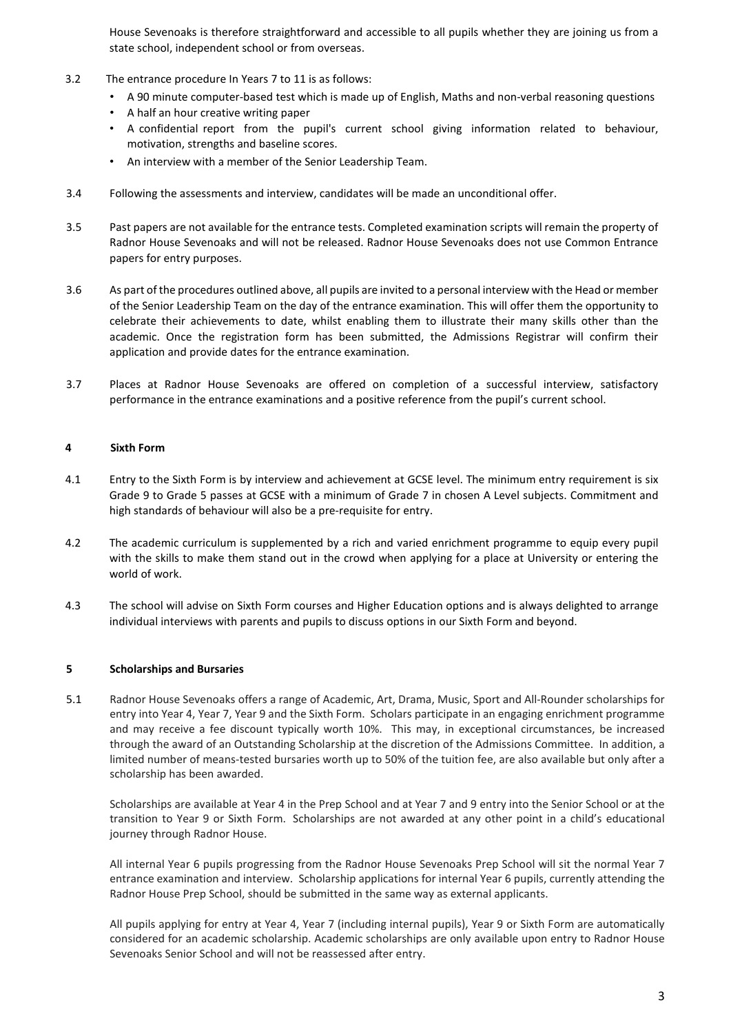House Sevenoaks is therefore straightforward and accessible to all pupils whether they are joining us from a state school, independent school or from overseas.

3.2 The entrance procedure In Years 7 to 11 is as follows:

- A 90 minute computer-based test which is made up of English, Maths and non-verbal reasoning questions
- A half an hour creative writing paper
- A confidential report from the pupil's current school giving information related to behaviour, motivation, strengths and baseline scores.
- An interview with a member of the Senior Leadership Team.

3.4 Following the assessments and interview, candidates will be made an unconditional offer.

3.5 Past papers are not available for the entrance tests. Completed examination scripts will remain the property of Radnor House Sevenoaks and will not be released. Radnor House Sevenoaks does not use Common Entrance papers for entry purposes.

3.6 As part of the procedures outlined above, all pupils are invited to a personal interview with the Head or member of the Senior Leadership Team on the day of the entrance examination. This will offer them the opportunity to celebrate their achievements to date, whilst enabling them to illustrate their many skills other than the academic. Once the registration form has been submitted, the Admissions Registrar will confirm their application and provide dates for the entrance examination.

3.7 Places at Radnor House Sevenoaks are offered on completion of a successful interview, satisfactory performance in the entrance examinations and a positive reference from the pupil's current school.

## 4 Sixth Form

4.1 Entry to the Sixth Form is by interview and achievement at GCSE level. The minimum entry requirement is six Grade 9 to Grade 5 passes at GCSE with a minimum of Grade 7 in chosen A Level subjects. Commitment and high standards of behaviour will also be a pre-requisite for entry.

4.2 The academic curriculum is supplemented by a rich and varied enrichment programme to equip every pupil with the skills to make them stand out in the crowd when applying for a place at University or entering the world of work.

4.3 The school will advise on Sixth Form courses and Higher Education options and is always delighted to arrange individual interviews with parents and pupils to discuss options in our Sixth Form and beyond.

## 5 Scholarships and Bursaries

5.1 Radnor House Sevenoaks offers a range of Academic, Art, Drama, Music, Sport and All-Rounder scholarships for entry into Year 4, Year 7, Year 9 and the Sixth Form. Scholars participate in an engaging enrichment programme and may receive a fee discount typically worth 10%. This may, in exceptional circumstances, be increased through the award of an Outstanding Scholarship at the discretion of the Admissions Committee. In addition, a limited number of means-tested bursaries worth up to 50% of the tuition fee, are also available but only after a scholarship has been awarded.

Scholarships are available at Year 4 in the Prep School and at Year 7 and 9 entry into the Senior School or at the transition to Year 9 or Sixth Form. Scholarships are not awarded at any other point in a child's educational journey through Radnor House.

All internal Year 6 pupils progressing from the Radnor House Sevenoaks Prep School will sit the normal Year 7 entrance examination and interview. Scholarship applications for internal Year 6 pupils, currently attending the Radnor House Prep School, should be submitted in the same way as external applicants.

All pupils applying for entry at Year 4, Year 7 (including internal pupils), Year 9 or Sixth Form are automatically considered for an academic scholarship. Academic scholarships are only available upon entry to Radnor House Sevenoaks Senior School and will not be reassessed after entry.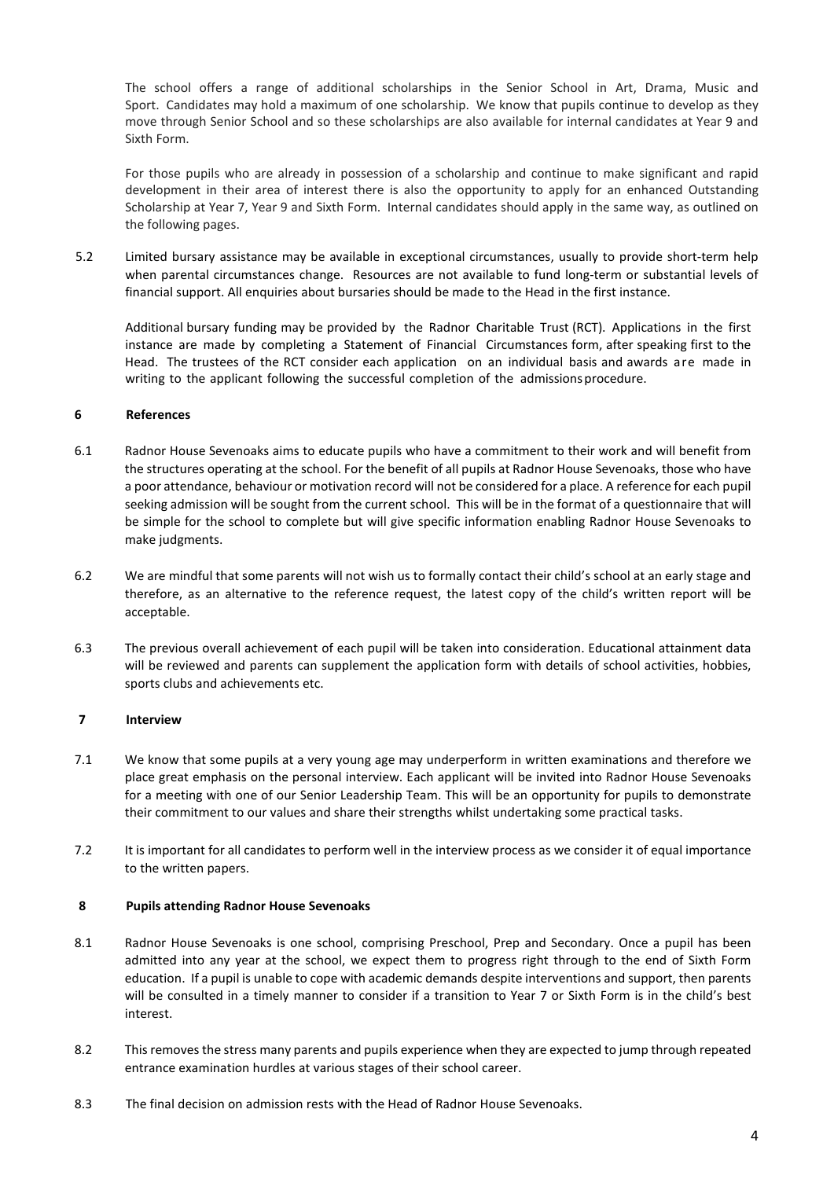The school offers a range of additional scholarships in the Senior School in Art, Drama, Music and Sport. Candidates may hold a maximum of one scholarship. We know that pupils continue to develop as they move through Senior School and so these scholarships are also available for internal candidates at Year 9 and Sixth Form.

For those pupils who are already in possession of a scholarship and continue to make significant and rapid development in their area of interest there is also the opportunity to apply for an enhanced Outstanding Scholarship at Year 7, Year 9 and Sixth Form. Internal candidates should apply in the same way, as outlined on the following pages.

5.2 Limited bursary assistance may be available in exceptional circumstances, usually to provide short-term help when parental circumstances change. Resources are not available to fund long-term or substantial levels of financial support. All enquiries about bursaries should be made to the Head in the first instance.

Additional bursary funding may be provided by the Radnor Charitable Trust (RCT). Applications in the first instance are made by completing a Statement of Financial Circumstances form, after speaking first to the Head. The trustees of the RCT consider each application on an individual basis and awards are made in writing to the applicant following the successful completion of the admissions procedure.

## 6 References

6.1 Radnor House Sevenoaks aims to educate pupils who have a commitment to their work and will benefit from the structures operating at the school. For the benefit of all pupils at Radnor House Sevenoaks, those who have a poor attendance, behaviour or motivation record will not be considered for a place. A reference for each pupil seeking admission will be sought from the current school. This will be in the format of a questionnaire that will be simple for the school to complete but will give specific information enabling Radnor House Sevenoaks to make judgments.

6.2 We are mindful that some parents will not wish us to formally contact their child's school at an early stage and therefore, as an alternative to the reference request, the latest copy of the child's written report will be acceptable.

6.3 The previous overall achievement of each pupil will be taken into consideration. Educational attainment data will be reviewed and parents can supplement the application form with details of school activities, hobbies, sports clubs and achievements etc.

## 7 Interview

7.1 We know that some pupils at a very young age may underperform in written examinations and therefore we place great emphasis on the personal interview. Each applicant will be invited into Radnor House Sevenoaks for a meeting with one of our Senior Leadership Team. This will be an opportunity for pupils to demonstrate their commitment to our values and share their strengths whilst undertaking some practical tasks.

7.2 It is important for all candidates to perform well in the interview process as we consider it of equal importance to the written papers.

## 8 Pupils attending Radnor House Sevenoaks

8.1 Radnor House Sevenoaks is one school, comprising Preschool, Prep and Secondary. Once a pupil has been admitted into any year at the school, we expect them to progress right through to the end of Sixth Form education. If a pupil is unable to cope with academic demands despite interventions and support, then parents will be consulted in a timely manner to consider if a transition to Year 7 or Sixth Form is in the child's best interest.

8.2 This removes the stress many parents and pupils experience when they are expected to jump through repeated entrance examination hurdles at various stages of their school career.

8.3 The final decision on admission rests with the Head of Radnor House Sevenoaks.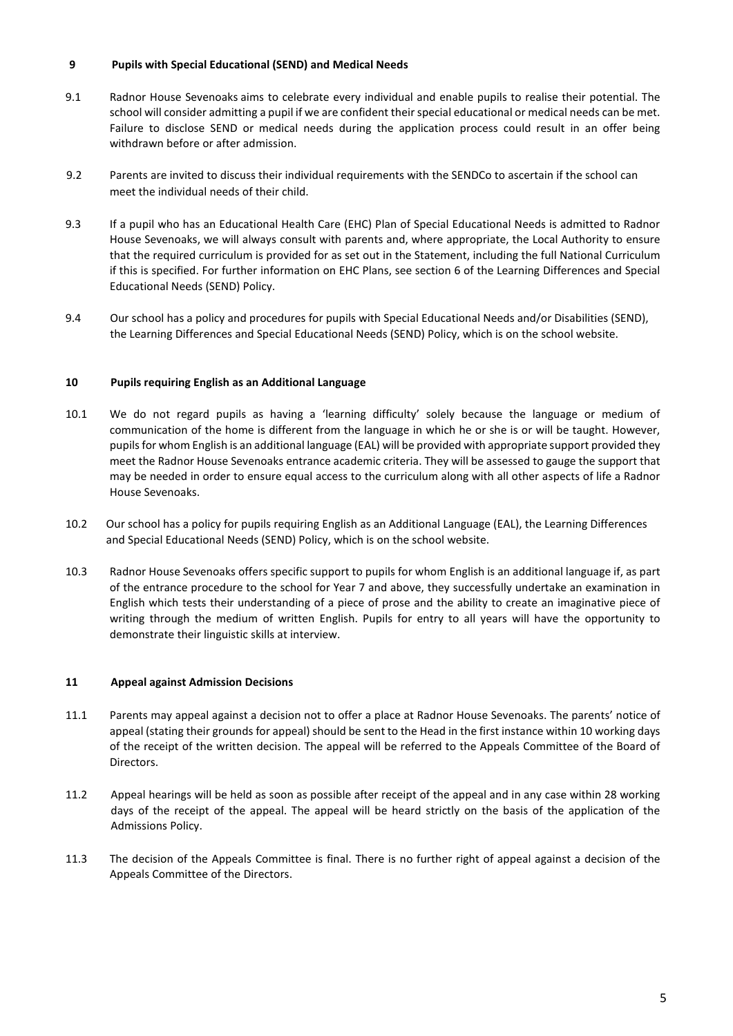## 9 Pupils with Special Educational (SEND) and Medical Needs

9.1 Radnor House Sevenoaks aims to celebrate every individual and enable pupils to realise their potential. The school will consider admitting a pupil if we are confident their special educational or medical needs can be met. Failure to disclose SEND or medical needs during the application process could result in an offer being withdrawn before or after admission.

9.2 Parents are invited to discuss their individual requirements with the SENDCo to ascertain if the school can meet the individual needs of their child.

9.3 If a pupil who has an Educational Health Care (EHC) Plan of Special Educational Needs is admitted to Radnor House Sevenoaks, we will always consult with parents and, where appropriate, the Local Authority to ensure that the required curriculum is provided for as set out in the Statement, including the full National Curriculum if this is specified. For further information on EHC Plans, see section 6 of the Learning Differences and Special Educational Needs (SEND) Policy.

9.4 Our school has a policy and procedures for pupils with Special Educational Needs and/or Disabilities (SEND), the Learning Differences and Special Educational Needs (SEND) Policy, which is on the school website.

## 10 Pupils requiring English as an Additional Language

10.1 We do not regard pupils as having a 'learning difficulty' solely because the language or medium of communication of the home is different from the language in which he or she is or will be taught. However, pupils for whom English is an additional language (EAL) will be provided with appropriate support provided they meet the Radnor House Sevenoaks entrance academic criteria. They will be assessed to gauge the support that may be needed in order to ensure equal access to the curriculum along with all other aspects of life a Radnor House Sevenoaks.

10.2 Our school has a policy for pupils requiring English as an Additional Language (EAL), the Learning Differences and Special Educational Needs (SEND) Policy, which is on the school website.

10.3 Radnor House Sevenoaks offers specific support to pupils for whom English is an additional language if, as part of the entrance procedure to the school for Year 7 and above, they successfully undertake an examination in English which tests their understanding of a piece of prose and the ability to create an imaginative piece of writing through the medium of written English. Pupils for entry to all years will have the opportunity to demonstrate their linguistic skills at interview.

## 11 Appeal against Admission Decisions

11.1 Parents may appeal against a decision not to offer a place at Radnor House Sevenoaks. The parents' notice of appeal (stating their grounds for appeal) should be sent to the Head in the first instance within 10 working days of the receipt of the written decision. The appeal will be referred to the Appeals Committee of the Board of Directors.

11.2 Appeal hearings will be held as soon as possible after receipt of the appeal and in any case within 28 working days of the receipt of the appeal. The appeal will be heard strictly on the basis of the application of the Admissions Policy.

11.3 The decision of the Appeals Committee is final. There is no further right of appeal against a decision of the Appeals Committee of the Directors.